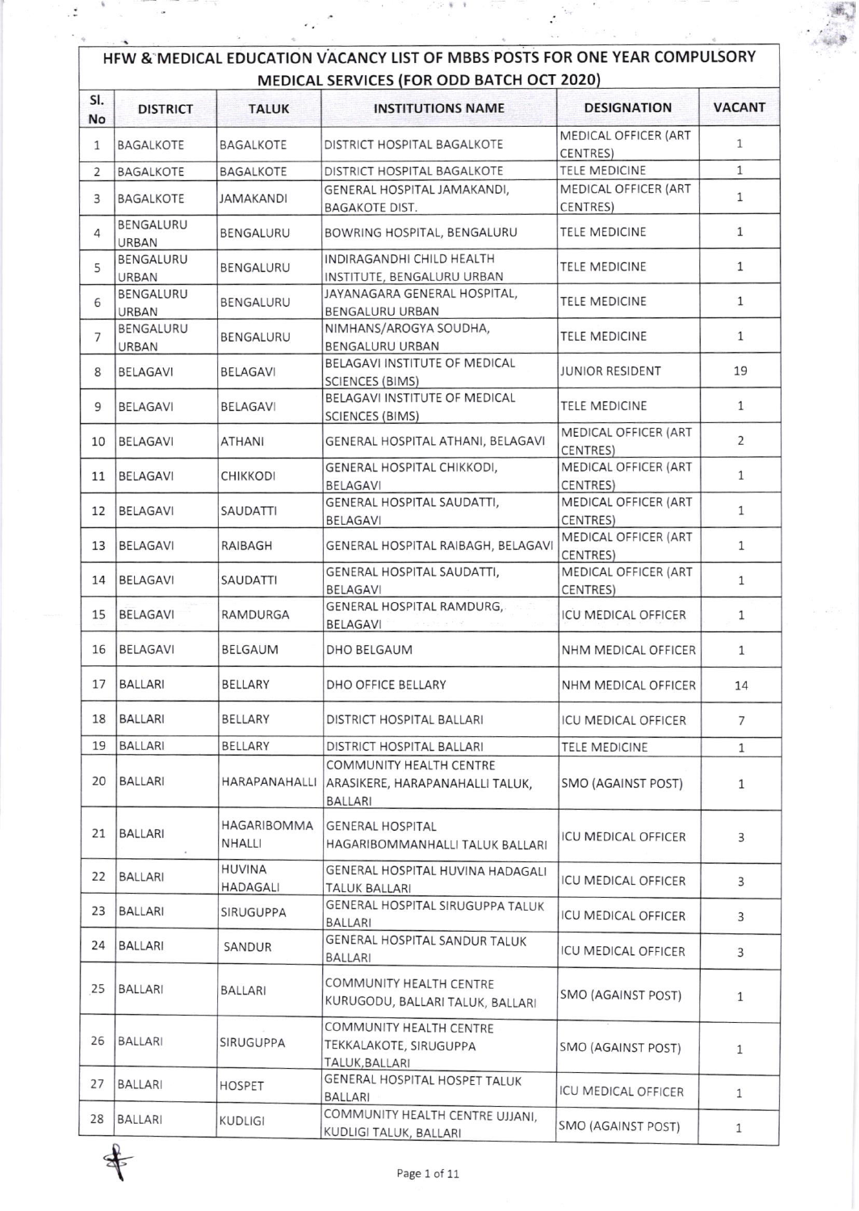# HFW & MEDICAL EDUCATION VACANCY LIST OF MBBS POSTS FOR ONE YEAR COMPULSORY MEDICAL SERVICES (FOR ODD BATCH OCT 2020)

| Sl. No | DISTRICT | TALUK | INSTITUTIONS NAME | DESIGNATION | VACANT |
|---|---|---|---|---|---|
| 1 | BAGALKOTE | BAGALKOTE | DISTRICT HOSPITAL BAGALKOTE | MEDICAL OFFICER (ART CENTRES) | 1 |
| 2 | BAGALKOTE | BAGALKOTE | DISTRICT HOSPITAL BAGALKOTE | TELE MEDICINE | 1 |
| 3 | BAGALKOTE | JAMAKANDI | GENERAL HOSPITAL JAMAKANDI, BAGAKOTE DIST. | MEDICAL OFFICER (ART CENTRES) | 1 |
| 4 | BENGALURU URBAN | BENGALURU | BOWRING HOSPITAL, BENGALURU | TELE MEDICINE | 1 |
| 5 | BENGALURU URBAN | BENGALURU | INDIRAGANDHI CHILD HEALTH INSTITUTE, BENGALURU URBAN | TELE MEDICINE | 1 |
| 6 | BENGALURU URBAN | BENGALURU | JAYANAGARA GENERAL HOSPITAL, BENGALURU URBAN | TELE MEDICINE | 1 |
| 7 | BENGALURU URBAN | BENGALURU | NIMHANS/AROGYA SOUDHA, BENGALURU URBAN | TELE MEDICINE | 1 |
| 8 | BELAGAVI | BELAGAVI | BELAGAVI INSTITUTE OF MEDICAL SCIENCES (BIMS) | JUNIOR RESIDENT | 19 |
| 9 | BELAGAVI | BELAGAVI | BELAGAVI INSTITUTE OF MEDICAL SCIENCES (BIMS) | TELE MEDICINE | 1 |
| 10 | BELAGAVI | ATHANI | GENERAL HOSPITAL ATHANI, BELAGAVI | MEDICAL OFFICER (ART CENTRES) | 2 |
| 11 | BELAGAVI | CHIKKODI | GENERAL HOSPITAL CHIKKODI, BELAGAVI | MEDICAL OFFICER (ART CENTRES) | 1 |
| 12 | BELAGAVI | SAUDATTI | GENERAL HOSPITAL SAUDATTI, BELAGAVI | MEDICAL OFFICER (ART CENTRES) | 1 |
| 13 | BELAGAVI | RAIBAGH | GENERAL HOSPITAL RAIBAGH, BELAGAVI | MEDICAL OFFICER (ART CENTRES) | 1 |
| 14 | BELAGAVI | SAUDATTI | GENERAL HOSPITAL SAUDATTI, BELAGAVI | MEDICAL OFFICER (ART CENTRES) | 1 |
| 15 | BELAGAVI | RAMDURGA | GENERAL HOSPITAL RAMDURG, BELAGAVI | ICU MEDICAL OFFICER | 1 |
| 16 | BELAGAVI | BELGAUM | DHO BELGAUM | NHM MEDICAL OFFICER | 1 |
| 17 | BALLARI | BELLARY | DHO OFFICE BELLARY | NHM MEDICAL OFFICER | 14 |
| 18 | BALLARI | BELLARY | DISTRICT HOSPITAL BALLARI | ICU MEDICAL OFFICER | 7 |
| 19 | BALLARI | BELLARY | DISTRICT HOSPITAL BALLARI | TELE MEDICINE | 1 |
| 20 | BALLARI | HARAPANAHALLI | COMMUNITY HEALTH CENTRE ARASIKERE, HARAPANAHALLI TALUK, BALLARI | SMO (AGAINST POST) | 1 |
| 21 | BALLARI | HAGARIBOMMA NHALLI | GENERAL HOSPITAL HAGARIBOMMANHALLI TALUK BALLARI | ICU MEDICAL OFFICER | 3 |
| 22 | BALLARI | HUVINA HADAGALI | GENERAL HOSPITAL HUVINA HADAGALI TALUK BALLARI | ICU MEDICAL OFFICER | 3 |
| 23 | BALLARI | SIRUGUPPA | GENERAL HOSPITAL SIRUGUPPA TALUK BALLARI | ICU MEDICAL OFFICER | 3 |
| 24 | BALLARI | SANDUR | GENERAL HOSPITAL SANDUR TALUK BALLARI | ICU MEDICAL OFFICER | 3 |
| 25 | BALLARI | BALLARI | COMMUNITY HEALTH CENTRE KURUGODU, BALLARI TALUK, BALLARI | SMO (AGAINST POST) | 1 |
| 26 | BALLARI | SIRUGUPPA | COMMUNITY HEALTH CENTRE TEKKALAKOTE, SIRUGUPPA TALUK,BALLARI | SMO (AGAINST POST) | 1 |
| 27 | BALLARI | HOSPET | GENERAL HOSPITAL HOSPET TALUK BALLARI | ICU MEDICAL OFFICER | 1 |
| 28 | BALLARI | KUDLIGI | COMMUNITY HEALTH CENTRE UJJANI, KUDLIGI TALUK, BALLARI | SMO (AGAINST POST) | 1 |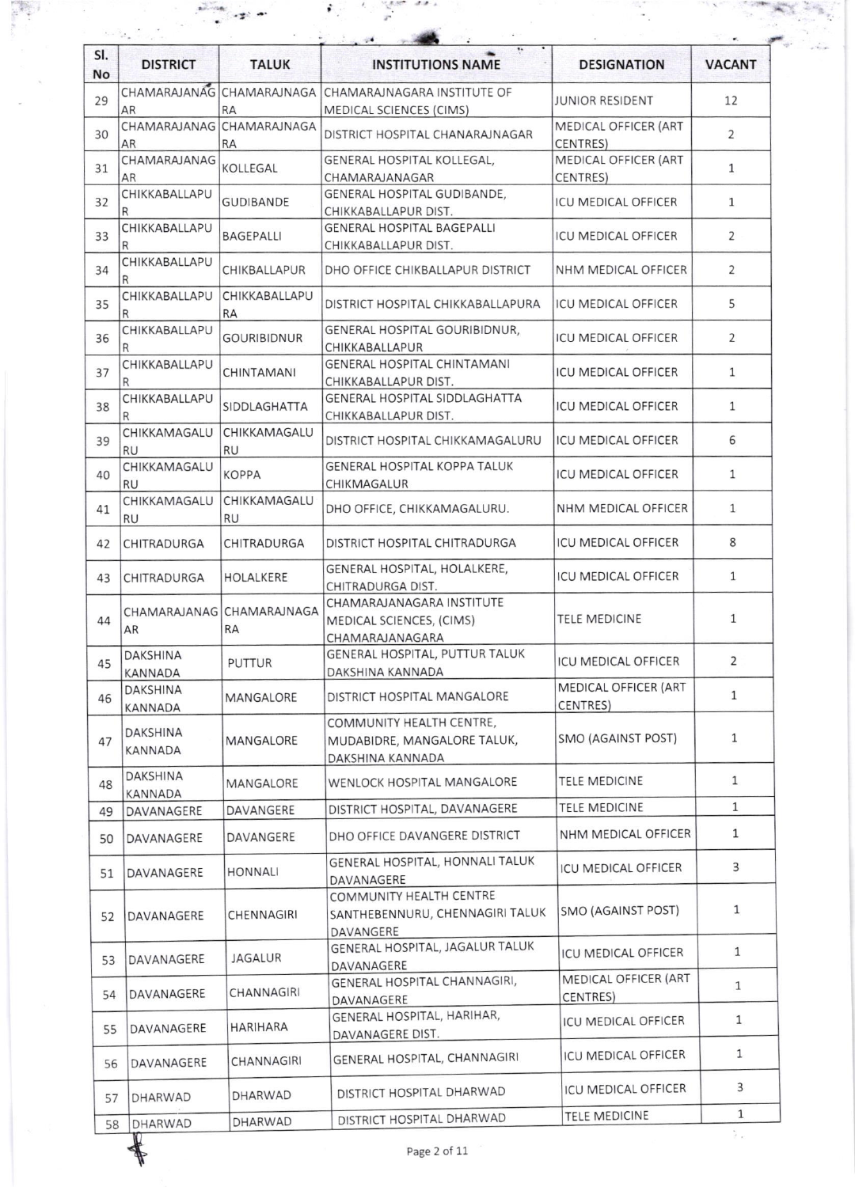| Sl. No | DISTRICT | TALUK | INSTITUTIONS NAME | DESIGNATION | VACANT |
|---|---|---|---|---|---|
| 29 | CHAMARAJANAGAR | CHAMARAJNAGARA | CHAMARAJNAGARA INSTITUTE OF MEDICAL SCIENCES (CIMS) | JUNIOR RESIDENT | 12 |
| 30 | CHAMARAJANAGAR | CHAMARAJNAGARA | DISTRICT HOSPITAL CHANARAJNAGAR | MEDICAL OFFICER (ART CENTRES) | 2 |
| 31 | CHAMARAJANAGAR | KOLLEGAL | GENERAL HOSPITAL KOLLEGAL, CHAMARAJANAGAR | MEDICAL OFFICER (ART CENTRES) | 1 |
| 32 | CHIKKABALLAPUR | GUDIBANDE | GENERAL HOSPITAL GUDIBANDE, CHIKKABALLAPUR DIST. | ICU MEDICAL OFFICER | 1 |
| 33 | CHIKKABALLAPUR | BAGEPALLI | GENERAL HOSPITAL BAGEPALLI CHIKKABALLAPUR DIST. | ICU MEDICAL OFFICER | 2 |
| 34 | CHIKKABALLAPUR | CHIKBALLAPUR | DHO OFFICE CHIKBALLAPUR DISTRICT | NHM MEDICAL OFFICER | 2 |
| 35 | CHIKKABALLAPUR | CHIKKABALLAPURA | DISTRICT HOSPITAL CHIKKABALLAPURA | ICU MEDICAL OFFICER | 5 |
| 36 | CHIKKABALLAPUR | GOURIBIDNUR | GENERAL HOSPITAL GOURIBIDNUR, CHIKKABALLAPUR | ICU MEDICAL OFFICER | 2 |
| 37 | CHIKKABALLAPUR | CHINTAMANI | GENERAL HOSPITAL CHINTAMANI CHIKKABALLAPUR DIST. | ICU MEDICAL OFFICER | 1 |
| 38 | CHIKKABALLAPUR | SIDDLAGHATTA | GENERAL HOSPITAL SIDDLAGHATTA CHIKKABALLAPUR DIST. | ICU MEDICAL OFFICER | 1 |
| 39 | CHIKKAMAGALURU | CHIKKAMAGALURU | DISTRICT HOSPITAL CHIKKAMAGALURU | ICU MEDICAL OFFICER | 6 |
| 40 | CHIKKAMAGALURU | KOPPA | GENERAL HOSPITAL KOPPA TALUK CHIKMAGALUR | ICU MEDICAL OFFICER | 1 |
| 41 | CHIKKAMAGALURU | CHIKKAMAGALURU | DHO OFFICE, CHIKKAMAGALURU. | NHM MEDICAL OFFICER | 1 |
| 42 | CHITRADURGA | CHITRADURGA | DISTRICT HOSPITAL CHITRADURGA | ICU MEDICAL OFFICER | 8 |
| 43 | CHITRADURGA | HOLALKERE | GENERAL HOSPITAL, HOLALKERE, CHITRADURGA DIST. | ICU MEDICAL OFFICER | 1 |
| 44 | CHAMARAJANAGAR | CHAMARAJNAGARA | CHAMARAJANAGARA INSTITUTE MEDICAL SCIENCES, (CIMS) CHAMARAJANAGARA | TELE MEDICINE | 1 |
| 45 | DAKSHINA KANNADA | PUTTUR | GENERAL HOSPITAL, PUTTUR TALUK DAKSHINA KANNADA | ICU MEDICAL OFFICER | 2 |
| 46 | DAKSHINA KANNADA | MANGALORE | DISTRICT HOSPITAL MANGALORE | MEDICAL OFFICER (ART CENTRES) | 1 |
| 47 | DAKSHINA KANNADA | MANGALORE | COMMUNITY HEALTH CENTRE, MUDABIDRE, MANGALORE TALUK, DAKSHINA KANNADA | SMO (AGAINST POST) | 1 |
| 48 | DAKSHINA KANNADA | MANGALORE | WENLOCK HOSPITAL MANGALORE | TELE MEDICINE | 1 |
| 49 | DAVANAGERE | DAVANGERE | DISTRICT HOSPITAL, DAVANAGERE | TELE MEDICINE | 1 |
| 50 | DAVANAGERE | DAVANGERE | DHO OFFICE DAVANGERE DISTRICT | NHM MEDICAL OFFICER | 1 |
| 51 | DAVANAGERE | HONNALI | GENERAL HOSPITAL, HONNALI TALUK DAVANAGERE | ICU MEDICAL OFFICER | 3 |
| 52 | DAVANAGERE | CHENNAGIRI | COMMUNITY HEALTH CENTRE SANTHEBENNURU, CHENNAGIRI TALUK DAVANGERE | SMO (AGAINST POST) | 1 |
| 53 | DAVANAGERE | JAGALUR | GENERAL HOSPITAL, JAGALUR TALUK DAVANAGERE | ICU MEDICAL OFFICER | 1 |
| 54 | DAVANAGERE | CHANNAGIRI | GENERAL HOSPITAL CHANNAGIRI, DAVANAGERE | MEDICAL OFFICER (ART CENTRES) | 1 |
| 55 | DAVANAGERE | HARIHARA | GENERAL HOSPITAL, HARIHAR, DAVANAGERE DIST. | ICU MEDICAL OFFICER | 1 |
| 56 | DAVANAGERE | CHANNAGIRI | GENERAL HOSPITAL, CHANNAGIRI | ICU MEDICAL OFFICER | 1 |
| 57 | DHARWAD | DHARWAD | DISTRICT HOSPITAL DHARWAD | ICU MEDICAL OFFICER | 3 |
| 58 | DHARWAD | DHARWAD | DISTRICT HOSPITAL DHARWAD | TELE MEDICINE | 1 |